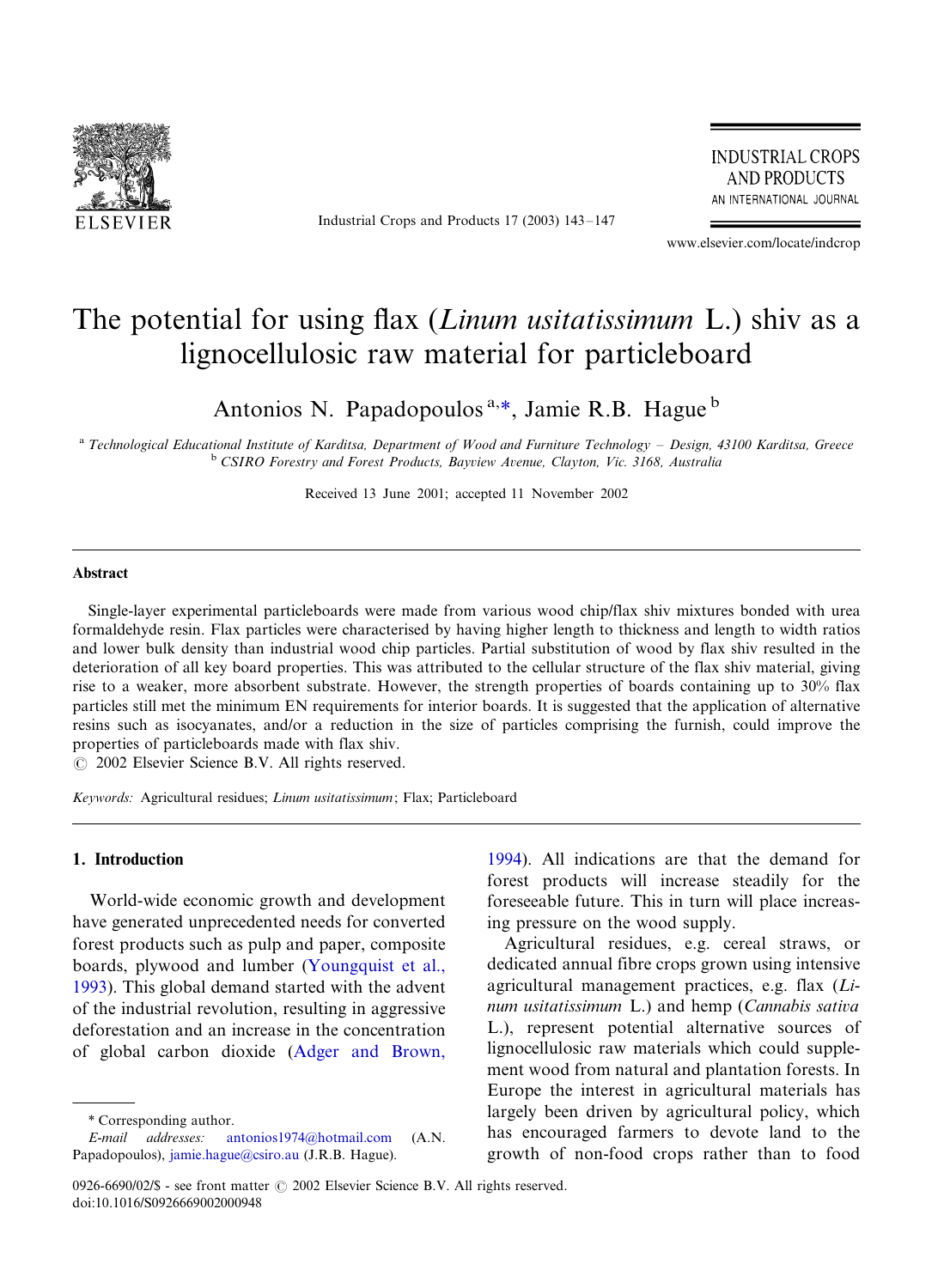# The potential for using flax (*Linum usitatissimum* L.) shiv as a lignocellulosic raw material for particleboard

Antonios N. Papadopoulos [a,*], Jamie R.B. Hague [b]

[a] *Technological Educational Institute of Karditsa, Department of Wood and Furniture Technology – Design, 43100 Karditsa, Greece*
[b] *CSIRO Forestry and Forest Products, Bayview Avenue, Clayton, Vic. 3168, Australia*

Received 13 June 2001; accepted 11 November 2002

## Abstract

Single-layer experimental particleboards were made from various wood chip/flax shiv mixtures bonded with urea formaldehyde resin. Flax particles were characterised by having higher length to thickness and length to width ratios and lower bulk density than industrial wood chip particles. Partial substitution of wood by flax shiv resulted in the deterioration of all key board properties. This was attributed to the cellular structure of the flax shiv material, giving rise to a weaker, more absorbent substrate. However, the strength properties of boards containing up to 30% flax particles still met the minimum EN requirements for interior boards. It is suggested that the application of alternative resins such as isocyanates, and/or a reduction in the size of particles comprising the furnish, could improve the properties of particleboards made with flax shiv.

© 2002 Elsevier Science B.V. All rights reserved.

*Keywords:* Agricultural residues; *Linum usitatissimum*; Flax; Particleboard

## 1. Introduction

World-wide economic growth and development have generated unprecedented needs for converted forest products such as pulp and paper, composite boards, plywood and lumber (Youngquist et al., 1993). This global demand started with the advent of the industrial revolution, resulting in aggressive deforestation and an increase in the concentration of global carbon dioxide (Adger and Brown, 1994). All indications are that the demand for forest products will increase steadily for the foreseeable future. This in turn will place increasing pressure on the wood supply.

Agricultural residues, e.g. cereal straws, or dedicated annual fibre crops grown using intensive agricultural management practices, e.g. flax (*Linum usitatissimum* L.) and hemp (*Cannabis sativa* L.), represent potential alternative sources of lignocellulosic raw materials which could supplement wood from natural and plantation forests. In Europe the interest in agricultural materials has largely been driven by agricultural policy, which has encouraged farmers to devote land to the growth of non-food crops rather than to food

\* Corresponding author.
*E-mail addresses:* antonios1974@hotmail.com (A.N. Papadopoulos), jamie.hague@csiro.au (J.R.B. Hague).

0926-6690/02/$ - see front matter © 2002 Elsevier Science B.V. All rights reserved.
doi:10.1016/S0926669002000948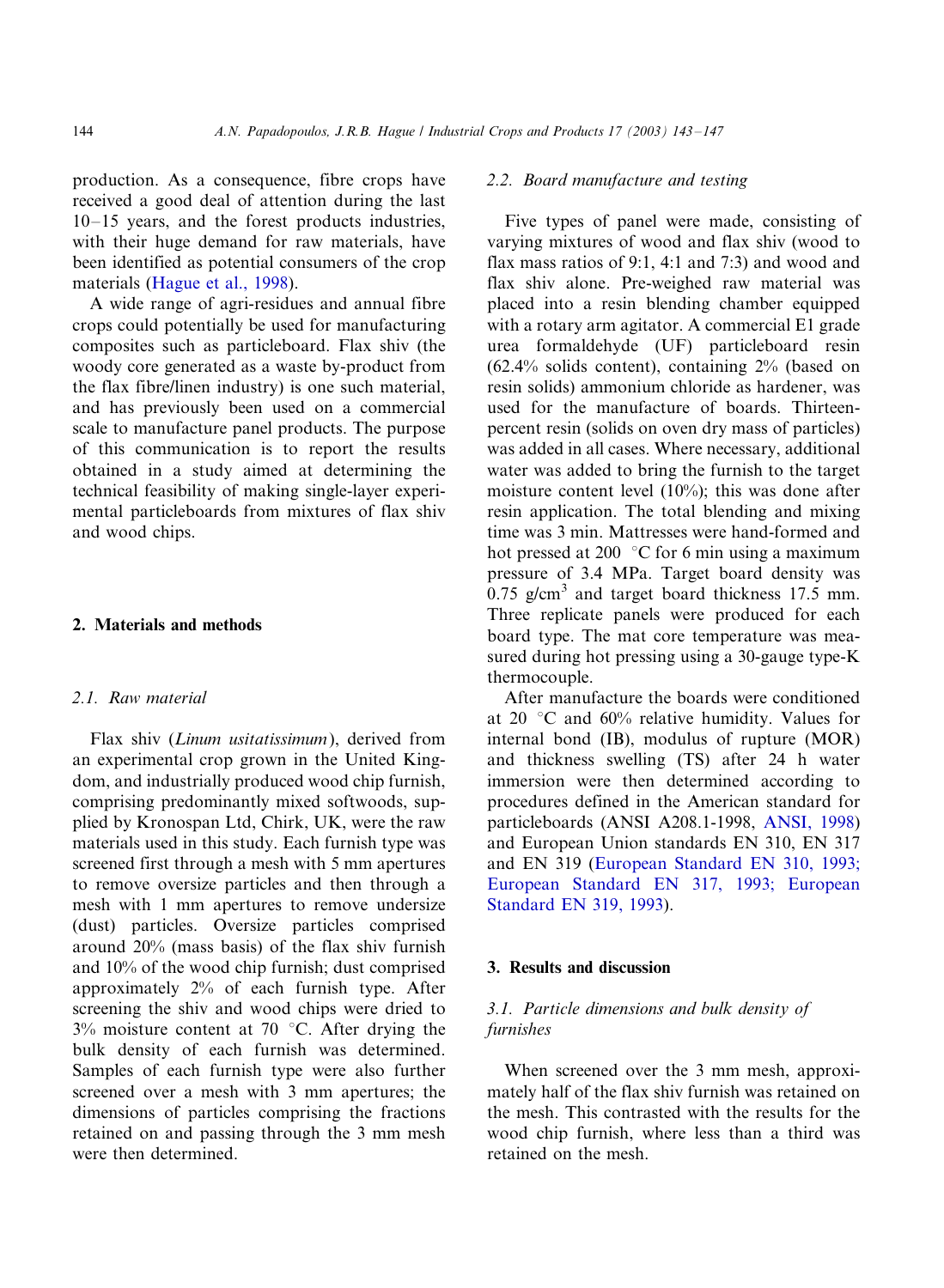production. As a consequence, fibre crops have received a good deal of attention during the last 10–15 years, and the forest products industries, with their huge demand for raw materials, have been identified as potential consumers of the crop materials (Hague et al., 1998).

A wide range of agri-residues and annual fibre crops could potentially be used for manufacturing composites such as particleboard. Flax shiv (the woody core generated as a waste by-product from the flax fibre/linen industry) is one such material, and has previously been used on a commercial scale to manufacture panel products. The purpose of this communication is to report the results obtained in a study aimed at determining the technical feasibility of making single-layer experimental particleboards from mixtures of flax shiv and wood chips.

## 2. Materials and methods

### 2.1. Raw material

Flax shiv (*Linum usitatissimum*), derived from an experimental crop grown in the United Kingdom, and industrially produced wood chip furnish, comprising predominantly mixed softwoods, supplied by Kronospan Ltd, Chirk, UK, were the raw materials used in this study. Each furnish type was screened first through a mesh with 5 mm apertures to remove oversize particles and then through a mesh with 1 mm apertures to remove undersize (dust) particles. Oversize particles comprised around 20% (mass basis) of the flax shiv furnish and 10% of the wood chip furnish; dust comprised approximately 2% of each furnish type. After screening the shiv and wood chips were dried to 3% moisture content at 70 °C. After drying the bulk density of each furnish was determined. Samples of each furnish type were also further screened over a mesh with 3 mm apertures; the dimensions of particles comprising the fractions retained on and passing through the 3 mm mesh were then determined.

### 2.2. Board manufacture and testing

Five types of panel were made, consisting of varying mixtures of wood and flax shiv (wood to flax mass ratios of 9:1, 4:1 and 7:3) and wood and flax shiv alone. Pre-weighed raw material was placed into a resin blending chamber equipped with a rotary arm agitator. A commercial E1 grade urea formaldehyde (UF) particleboard resin (62.4% solids content), containing 2% (based on resin solids) ammonium chloride as hardener, was used for the manufacture of boards. Thirteen-percent resin (solids on oven dry mass of particles) was added in all cases. Where necessary, additional water was added to bring the furnish to the target moisture content level (10%); this was done after resin application. The total blending and mixing time was 3 min. Mattresses were hand-formed and hot pressed at 200 °C for 6 min using a maximum pressure of 3.4 MPa. Target board density was 0.75 g/cm$^3$ and target board thickness 17.5 mm. Three replicate panels were produced for each board type. The mat core temperature was measured during hot pressing using a 30-gauge type-K thermocouple.

After manufacture the boards were conditioned at 20 °C and 60% relative humidity. Values for internal bond (IB), modulus of rupture (MOR) and thickness swelling (TS) after 24 h water immersion were then determined according to procedures defined in the American standard for particleboards (ANSI A208.1-1998, ANSI, 1998) and European Union standards EN 310, EN 317 and EN 319 (European Standard EN 310, 1993; European Standard EN 317, 1993; European Standard EN 319, 1993).

## 3. Results and discussion

### 3.1. Particle dimensions and bulk density of furnishes

When screened over the 3 mm mesh, approximately half of the flax shiv furnish was retained on the mesh. This contrasted with the results for the wood chip furnish, where less than a third was retained on the mesh.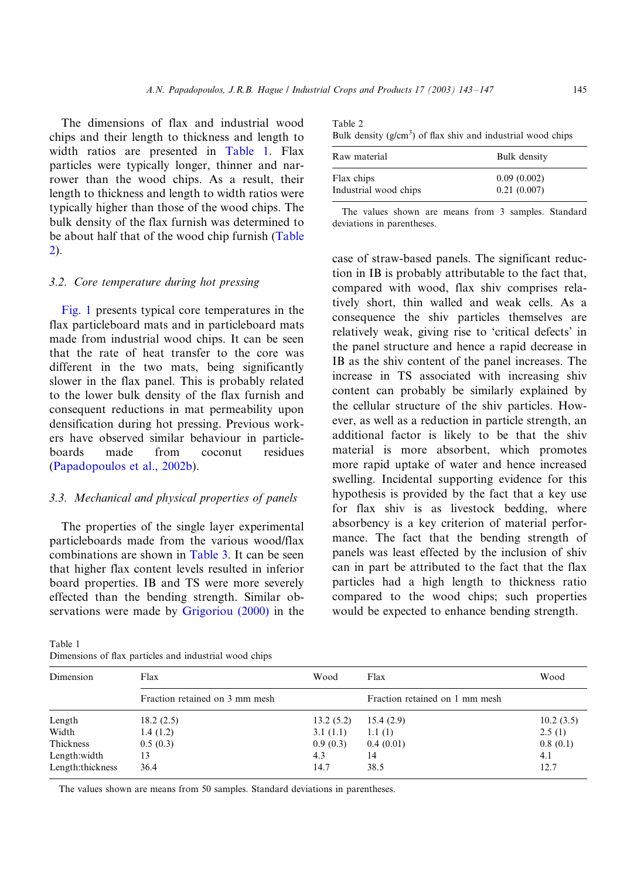The dimensions of flax and industrial wood chips and their length to thickness and length to width ratios are presented in Table 1. Flax particles were typically longer, thinner and narrower than the wood chips. As a result, their length to thickness and length to width ratios were typically higher than those of the wood chips. The bulk density of the flax furnish was determined to be about half that of the wood chip furnish (Table 2).

Table 2
Bulk density (g/cm$^3$) of flax shiv and industrial wood chips

| Raw material | Bulk density |
|---|---|
| Flax chips | 0.09 (0.002) |
| Industrial wood chips | 0.21 (0.007) |

The values shown are means from 3 samples. Standard deviations in parentheses.

### 3.2. Core temperature during hot pressing

Fig. 1 presents typical core temperatures in the flax particleboard mats and in particleboard mats made from industrial wood chips. It can be seen that the rate of heat transfer to the core was different in the two mats, being significantly slower in the flax panel. This is probably related to the lower bulk density of the flax furnish and consequent reductions in mat permeability upon densification during hot pressing. Previous workers have observed similar behaviour in particleboards made from coconut residues (Papadopoulos et al., 2002b).

### 3.3. Mechanical and physical properties of panels

The properties of the single layer experimental particleboards made from the various wood/flax combinations are shown in Table 3. It can be seen that higher flax content levels resulted in inferior board properties. IB and TS were more severely effected than the bending strength. Similar observations were made by Grigoriou (2000) in the case of straw-based panels. The significant reduction in IB is probably attributable to the fact that, compared with wood, flax shiv comprises relatively short, thin walled and weak cells. As a consequence the shiv particles themselves are relatively weak, giving rise to 'critical defects' in the panel structure and hence a rapid decrease in IB as the shiv content of the panel increases. The increase in TS associated with increasing shiv content can probably be similarly explained by the cellular structure of the shiv particles. However, as well as a reduction in particle strength, an additional factor is likely to be that the shiv material is more absorbent, which promotes more rapid uptake of water and hence increased swelling. Incidental supporting evidence for this hypothesis is provided by the fact that a key use for flax shiv is as livestock bedding, where absorbency is a key criterion of material performance. The fact that the bending strength of panels was least effected by the inclusion of shiv can in part be attributed to the fact that the flax particles had a high length to thickness ratio compared to the wood chips; such properties would be expected to enhance bending strength.

Table 1
Dimensions of flax particles and industrial wood chips

| Dimension | Flax | Wood | Flax | Wood |
|---|---|---|---|---|
| | Fraction retained on 3 mm mesh | | Fraction retained on 1 mm mesh | |
| Length | 18.2 (2.5) | 13.2 (5.2) | 15.4 (2.9) | 10.2 (3.5) |
| Width | 1.4 (1.2) | 3.1 (1.1) | 1.1 (1) | 2.5 (1) |
| Thickness | 0.5 (0.3) | 0.9 (0.3) | 0.4 (0.01) | 0.8 (0.1) |
| Length:width | 13 | 4.3 | 14 | 4.1 |
| Length:thickness | 36.4 | 14.7 | 38.5 | 12.7 |

The values shown are means from 50 samples. Standard deviations in parentheses.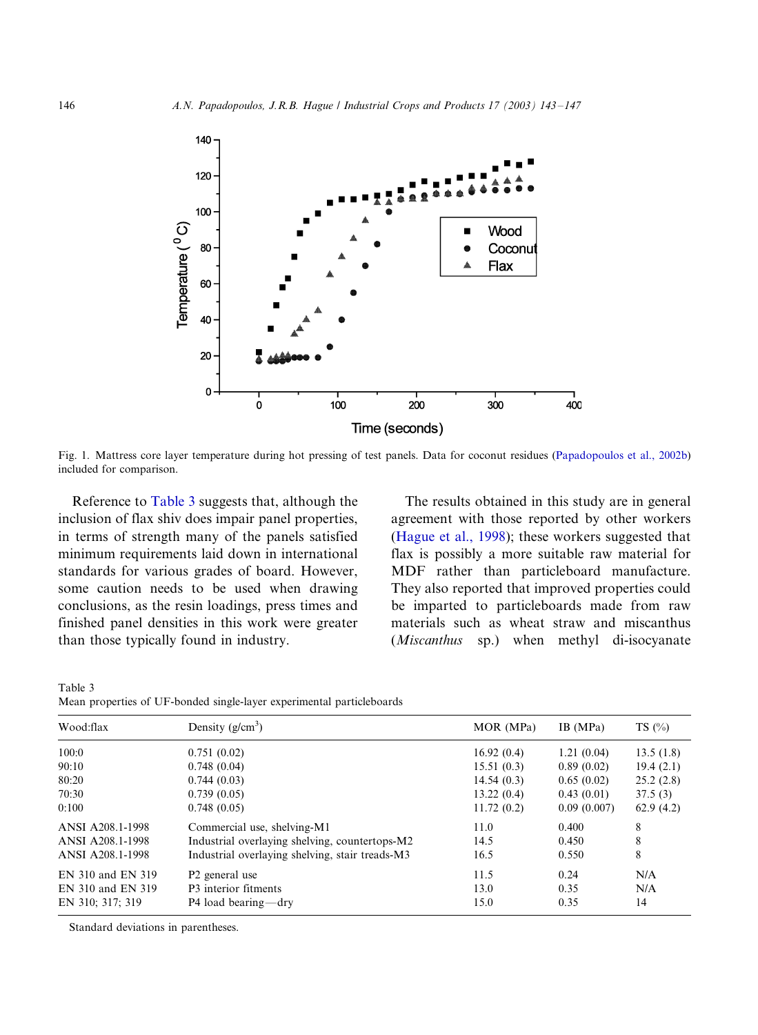Fig. 1. Mattress core layer temperature during hot pressing of test panels. Data for coconut residues (Papadopoulos et al., 2002b) included for comparison.

Reference to Table 3 suggests that, although the inclusion of flax shiv does impair panel properties, in terms of strength many of the panels satisfied minimum requirements laid down in international standards for various grades of board. However, some caution needs to be used when drawing conclusions, as the resin loadings, press times and finished panel densities in this work were greater than those typically found in industry.

The results obtained in this study are in general agreement with those reported by other workers (Hague et al., 1998); these workers suggested that flax is possibly a more suitable raw material for MDF rather than particleboard manufacture. They also reported that improved properties could be imparted to particleboards made from raw materials such as wheat straw and miscanthus (*Miscanthus* sp.) when methyl di-isocyanate

Table 3
Mean properties of UF-bonded single-layer experimental particleboards

| Wood:flax | Density (g/cm$^3$) | MOR (MPa) | IB (MPa) | TS (%) |
|---|---|---|---|---|
| 100:0 | 0.751 (0.02) | 16.92 (0.4) | 1.21 (0.04) | 13.5 (1.8) |
| 90:10 | 0.748 (0.04) | 15.51 (0.3) | 0.89 (0.02) | 19.4 (2.1) |
| 80:20 | 0.744 (0.03) | 14.54 (0.3) | 0.65 (0.02) | 25.2 (2.8) |
| 70:30 | 0.739 (0.05) | 13.22 (0.4) | 0.43 (0.01) | 37.5 (3) |
| 0:100 | 0.748 (0.05) | 11.72 (0.2) | 0.09 (0.007) | 62.9 (4.2) |
| ANSI A208.1-1998 | Commercial use, shelving-M1 | 11.0 | 0.400 | 8 |
| ANSI A208.1-1998 | Industrial overlaying shelving, countertops-M2 | 14.5 | 0.450 | 8 |
| ANSI A208.1-1998 | Industrial overlaying shelving, stair treads-M3 | 16.5 | 0.550 | 8 |
| EN 310 and EN 319 | P2 general use | 11.5 | 0.24 | N/A |
| EN 310 and EN 319 | P3 interior fitments | 13.0 | 0.35 | N/A |
| EN 310; 317; 319 | P4 load bearing—dry | 15.0 | 0.35 | 14 |

Standard deviations in parentheses.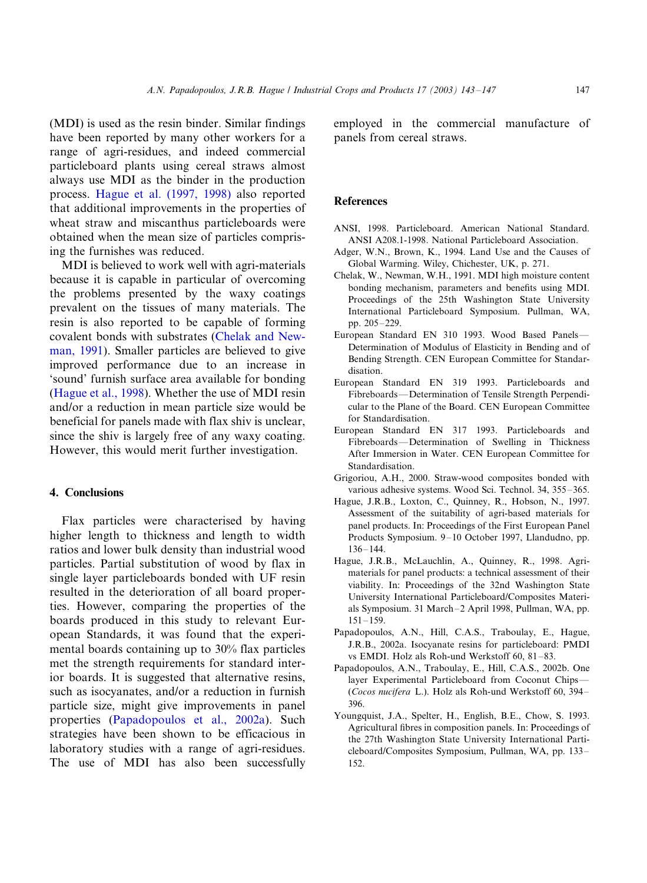(MDI) is used as the resin binder. Similar findings have been reported by many other workers for a range of agri-residues, and indeed commercial particleboard plants using cereal straws almost always use MDI as the binder in the production process. Hague et al. (1997, 1998) also reported that additional improvements in the properties of wheat straw and miscanthus particleboards were obtained when the mean size of particles comprising the furnishes was reduced.

MDI is believed to work well with agri-materials because it is capable in particular of overcoming the problems presented by the waxy coatings prevalent on the tissues of many materials. The resin is also reported to be capable of forming covalent bonds with substrates (Chelak and Newman, 1991). Smaller particles are believed to give improved performance due to an increase in 'sound' furnish surface area available for bonding (Hague et al., 1998). Whether the use of MDI resin and/or a reduction in mean particle size would be beneficial for panels made with flax shiv is unclear, since the shiv is largely free of any waxy coating. However, this would merit further investigation.

## 4. Conclusions

Flax particles were characterised by having higher length to thickness and length to width ratios and lower bulk density than industrial wood particles. Partial substitution of wood by flax in single layer particleboards bonded with UF resin resulted in the deterioration of all board properties. However, comparing the properties of the boards produced in this study to relevant European Standards, it was found that the experimental boards containing up to 30% flax particles met the strength requirements for standard interior boards. It is suggested that alternative resins, such as isocyanates, and/or a reduction in furnish particle size, might give improvements in panel properties (Papadopoulos et al., 2002a). Such strategies have been shown to be efficacious in laboratory studies with a range of agri-residues. The use of MDI has also been successfully employed in the commercial manufacture of panels from cereal straws.

## References

ANSI, 1998. Particleboard. American National Standard. ANSI A208.1-1998. National Particleboard Association.

Adger, W.N., Brown, K., 1994. Land Use and the Causes of Global Warming. Wiley, Chichester, UK, p. 271.

Chelak, W., Newman, W.H., 1991. MDI high moisture content bonding mechanism, parameters and benefits using MDI. Proceedings of the 25th Washington State University International Particleboard Symposium. Pullman, WA, pp. 205–229.

European Standard EN 310 1993. Wood Based Panels—Determination of Modulus of Elasticity in Bending and of Bending Strength. CEN European Committee for Standardisation.

European Standard EN 319 1993. Particleboards and Fibreboards—Determination of Tensile Strength Perpendicular to the Plane of the Board. CEN European Committee for Standardisation.

European Standard EN 317 1993. Particleboards and Fibreboards—Determination of Swelling in Thickness After Immersion in Water. CEN European Committee for Standardisation.

Grigoriou, A.H., 2000. Straw-wood composites bonded with various adhesive systems. Wood Sci. Technol. 34, 355–365.

Hague, J.R.B., Loxton, C., Quinney, R., Hobson, N., 1997. Assessment of the suitability of agri-based materials for panel products. In: Proceedings of the First European Panel Products Symposium. 9–10 October 1997, Llandudno, pp. 136–144.

Hague, J.R.B., McLauchlin, A., Quinney, R., 1998. Agri-materials for panel products: a technical assessment of their viability. In: Proceedings of the 32nd Washington State University International Particleboard/Composites Materials Symposium. 31 March–2 April 1998, Pullman, WA, pp. 151–159.

Papadopoulos, A.N., Hill, C.A.S., Traboulay, E., Hague, J.R.B., 2002a. Isocyanate resins for particleboard: PMDI vs EMDI. Holz als Roh-und Werkstoff 60, 81–83.

Papadopoulos, A.N., Traboulay, E., Hill, C.A.S., 2002b. One layer Experimental Particleboard from Coconut Chips—(*Cocos nucifera* L.). Holz als Roh-und Werkstoff 60, 394–396.

Youngquist, J.A., Spelter, H., English, B.E., Chow, S. 1993. Agricultural fibres in composition panels. In: Proceedings of the 27th Washington State University International Particleboard/Composites Symposium, Pullman, WA, pp. 133–152.